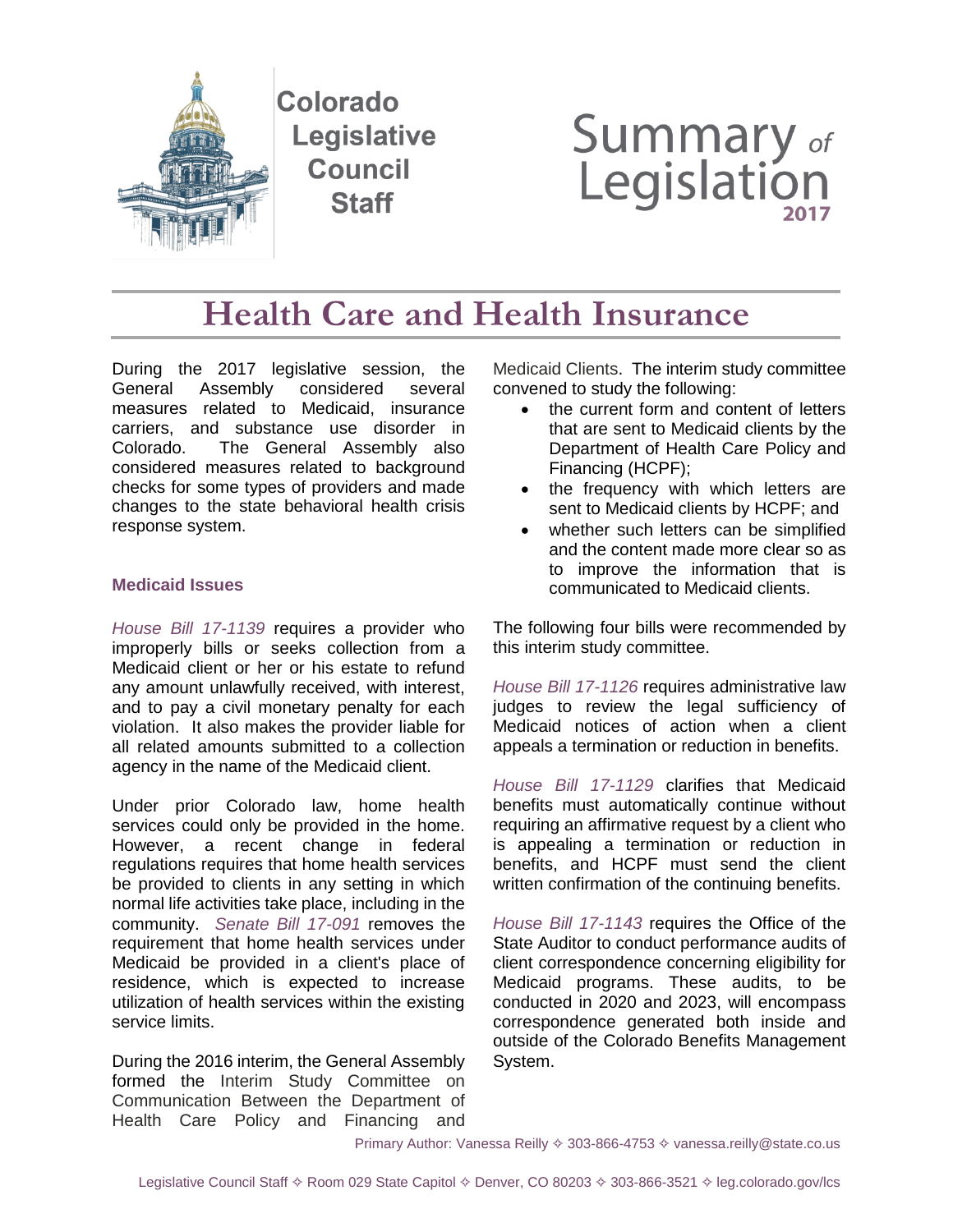Colorado Legislative Council Staff

# Summary of Legislation 2017

# Health Care and Health Insurance

During the 2017 legislative session, the General Assembly considered several measures related to Medicaid, insurance carriers, and substance use disorder in Colorado. The General Assembly also considered measures related to background checks for some types of providers and made changes to the state behavioral health crisis response system.

## Medicaid Issues

*House Bill 17-1139* requires a provider who improperly bills or seeks collection from a Medicaid client or her or his estate to refund any amount unlawfully received, with interest, and to pay a civil monetary penalty for each violation. It also makes the provider liable for all related amounts submitted to a collection agency in the name of the Medicaid client.

Under prior Colorado law, home health services could only be provided in the home. However, a recent change in federal regulations requires that home health services be provided to clients in any setting in which normal life activities take place, including in the community. *Senate Bill 17-091* removes the requirement that home health services under Medicaid be provided in a client's place of residence, which is expected to increase utilization of health services within the existing service limits.

During the 2016 interim, the General Assembly formed the Interim Study Committee on Communication Between the Department of Health Care Policy and Financing and Medicaid Clients. The interim study committee convened to study the following:

- the current form and content of letters that are sent to Medicaid clients by the Department of Health Care Policy and Financing (HCPF);
- the frequency with which letters are sent to Medicaid clients by HCPF; and
- whether such letters can be simplified and the content made more clear so as to improve the information that is communicated to Medicaid clients.

The following four bills were recommended by this interim study committee.

*House Bill 17-1126* requires administrative law judges to review the legal sufficiency of Medicaid notices of action when a client appeals a termination or reduction in benefits.

*House Bill 17-1129* clarifies that Medicaid benefits must automatically continue without requiring an affirmative request by a client who is appealing a termination or reduction in benefits, and HCPF must send the client written confirmation of the continuing benefits.

*House Bill 17-1143* requires the Office of the State Auditor to conduct performance audits of client correspondence concerning eligibility for Medicaid programs. These audits, to be conducted in 2020 and 2023, will encompass correspondence generated both inside and outside of the Colorado Benefits Management System.

Primary Author: Vanessa Reilly ✧ 303-866-4753 ✧ vanessa.reilly@state.co.us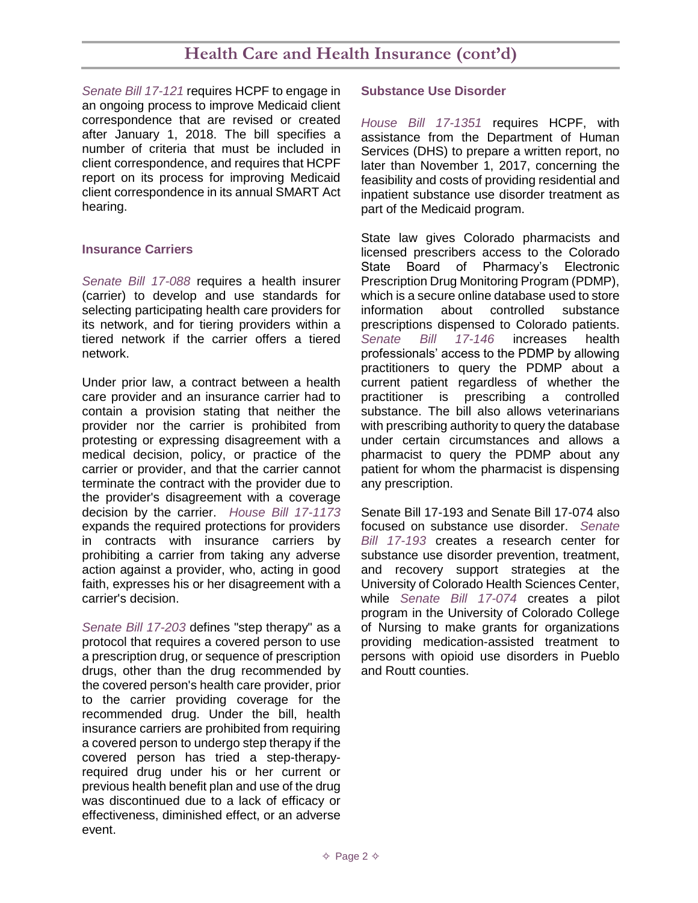## Health Care and Health Insurance (cont'd)

*Senate Bill 17-121* requires HCPF to engage in an ongoing process to improve Medicaid client correspondence that are revised or created after January 1, 2018. The bill specifies a number of criteria that must be included in client correspondence, and requires that HCPF report on its process for improving Medicaid client correspondence in its annual SMART Act hearing.

### Insurance Carriers

*Senate Bill 17-088* requires a health insurer (carrier) to develop and use standards for selecting participating health care providers for its network, and for tiering providers within a tiered network if the carrier offers a tiered network.

Under prior law, a contract between a health care provider and an insurance carrier had to contain a provision stating that neither the provider nor the carrier is prohibited from protesting or expressing disagreement with a medical decision, policy, or practice of the carrier or provider, and that the carrier cannot terminate the contract with the provider due to the provider's disagreement with a coverage decision by the carrier. *House Bill 17-1173* expands the required protections for providers in contracts with insurance carriers by prohibiting a carrier from taking any adverse action against a provider, who, acting in good faith, expresses his or her disagreement with a carrier's decision.

*Senate Bill 17-203* defines "step therapy" as a protocol that requires a covered person to use a prescription drug, or sequence of prescription drugs, other than the drug recommended by the covered person's health care provider, prior to the carrier providing coverage for the recommended drug. Under the bill, health insurance carriers are prohibited from requiring a covered person to undergo step therapy if the covered person has tried a step-therapy-required drug under his or her current or previous health benefit plan and use of the drug was discontinued due to a lack of efficacy or effectiveness, diminished effect, or an adverse event.

### Substance Use Disorder

*House Bill 17-1351* requires HCPF, with assistance from the Department of Human Services (DHS) to prepare a written report, no later than November 1, 2017, concerning the feasibility and costs of providing residential and inpatient substance use disorder treatment as part of the Medicaid program.

State law gives Colorado pharmacists and licensed prescribers access to the Colorado State Board of Pharmacy's Electronic Prescription Drug Monitoring Program (PDMP), which is a secure online database used to store information about controlled substance prescriptions dispensed to Colorado patients. *Senate Bill 17-146* increases health professionals' access to the PDMP by allowing practitioners to query the PDMP about a current patient regardless of whether the practitioner is prescribing a controlled substance. The bill also allows veterinarians with prescribing authority to query the database under certain circumstances and allows a pharmacist to query the PDMP about any patient for whom the pharmacist is dispensing any prescription.

Senate Bill 17-193 and Senate Bill 17-074 also focused on substance use disorder. *Senate Bill 17-193* creates a research center for substance use disorder prevention, treatment, and recovery support strategies at the University of Colorado Health Sciences Center, while *Senate Bill 17-074* creates a pilot program in the University of Colorado College of Nursing to make grants for organizations providing medication-assisted treatment to persons with opioid use disorders in Pueblo and Routt counties.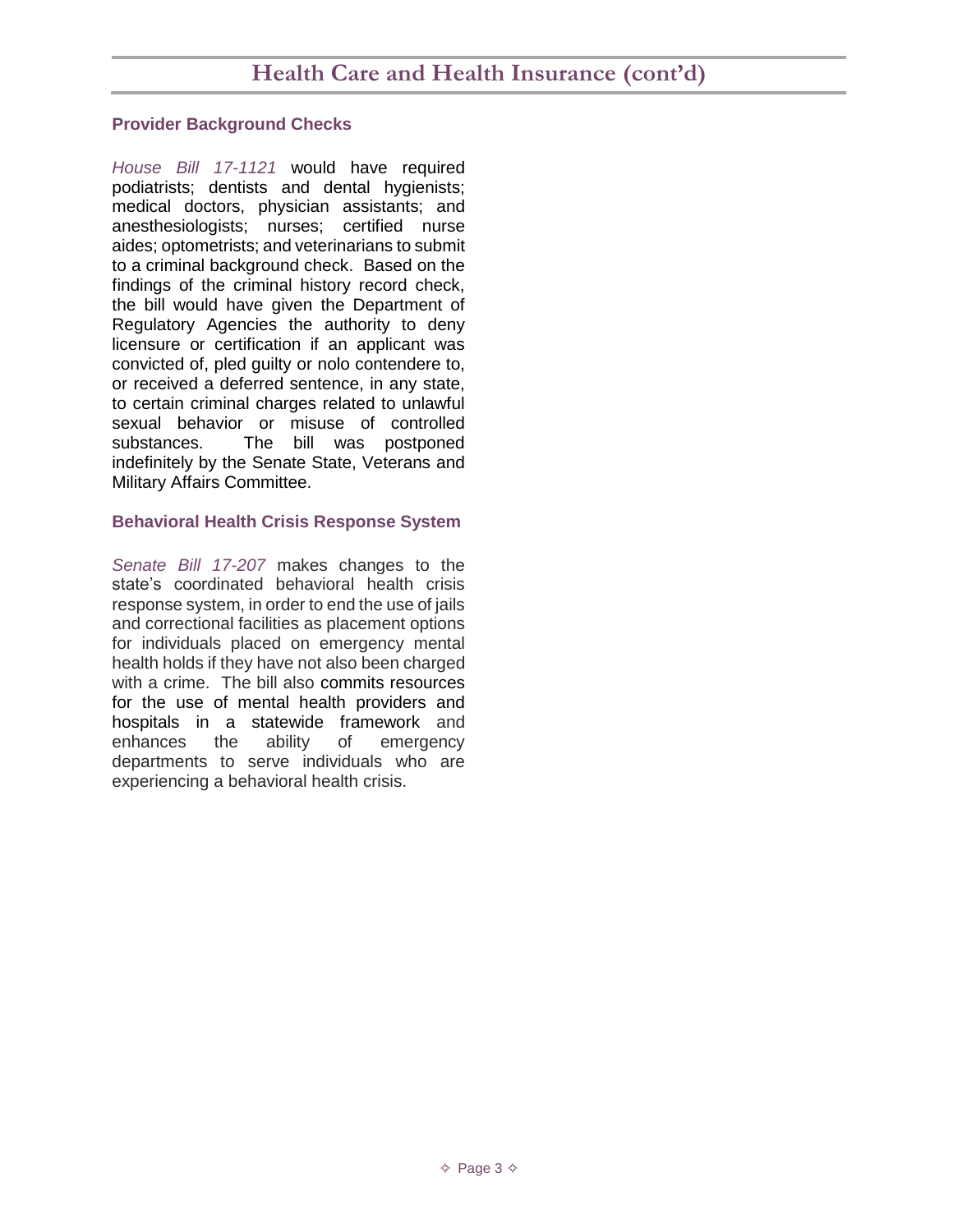# Health Care and Health Insurance (cont'd)

### Provider Background Checks

*House Bill 17-1121* would have required podiatrists; dentists and dental hygienists; medical doctors, physician assistants; and anesthesiologists; nurses; certified nurse aides; optometrists; and veterinarians to submit to a criminal background check. Based on the findings of the criminal history record check, the bill would have given the Department of Regulatory Agencies the authority to deny licensure or certification if an applicant was convicted of, pled guilty or nolo contendere to, or received a deferred sentence, in any state, to certain criminal charges related to unlawful sexual behavior or misuse of controlled substances. The bill was postponed indefinitely by the Senate State, Veterans and Military Affairs Committee.

### Behavioral Health Crisis Response System

*Senate Bill 17-207* makes changes to the state's coordinated behavioral health crisis response system, in order to end the use of jails and correctional facilities as placement options for individuals placed on emergency mental health holds if they have not also been charged with a crime. The bill also commits resources for the use of mental health providers and hospitals in a statewide framework and enhances the ability of emergency departments to serve individuals who are experiencing a behavioral health crisis.